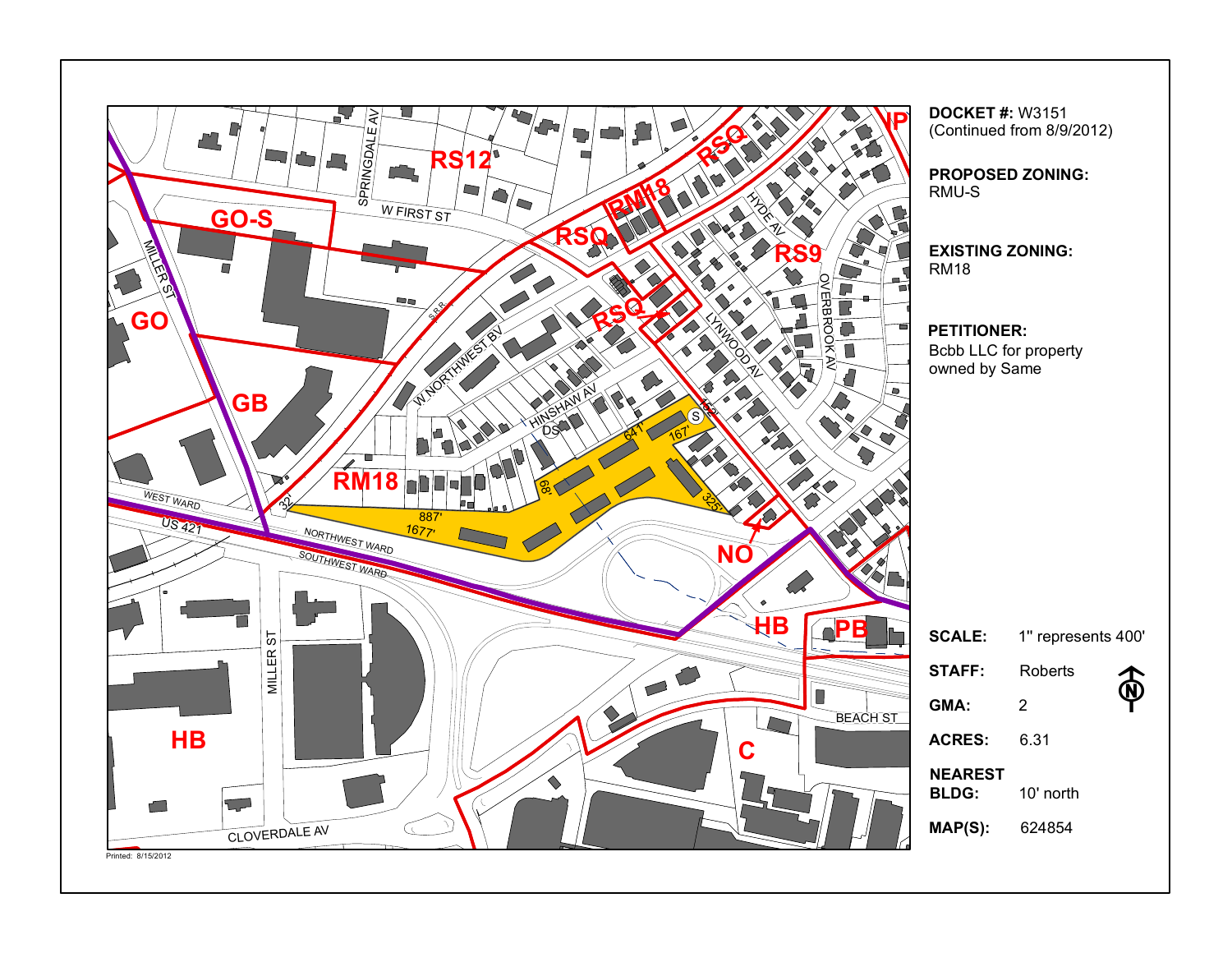**DOCKET #:** W3151
(Continued from 8/9/2012)

**PROPOSED ZONING:**
RMU-S

**EXISTING ZONING:**
RM18

**PETITIONER:**
Bcbb LLC for property owned by Same

| | |
|---|---|
| **SCALE:** | 1" represents 400' |
| **STAFF:** | Roberts |
| **GMA:** | 2 |
| **ACRES:** | 6.31 |
| **NEAREST BLDG:** | 10' north |
| **MAP(S):** | 624854 |

Printed: 8/15/2012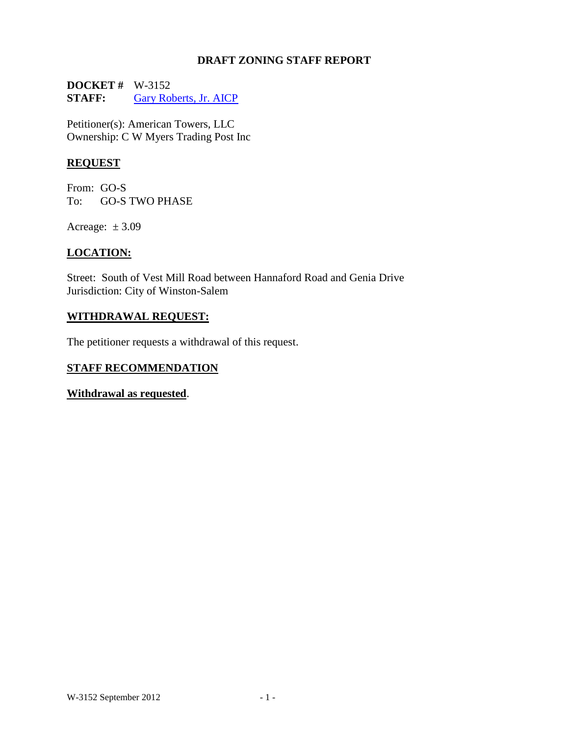# DRAFT ZONING STAFF REPORT

**DOCKET #** W-3152
**STAFF:** Gary Roberts, Jr. AICP

Petitioner(s): American Towers, LLC
Ownership: C W Myers Trading Post Inc

## REQUEST

From: GO-S
To: GO-S TWO PHASE

Acreage: ± 3.09

## LOCATION:

Street: South of Vest Mill Road between Hannaford Road and Genia Drive
Jurisdiction: City of Winston-Salem

## WITHDRAWAL REQUEST:

The petitioner requests a withdrawal of this request.

## STAFF RECOMMENDATION

**Withdrawal as requested**.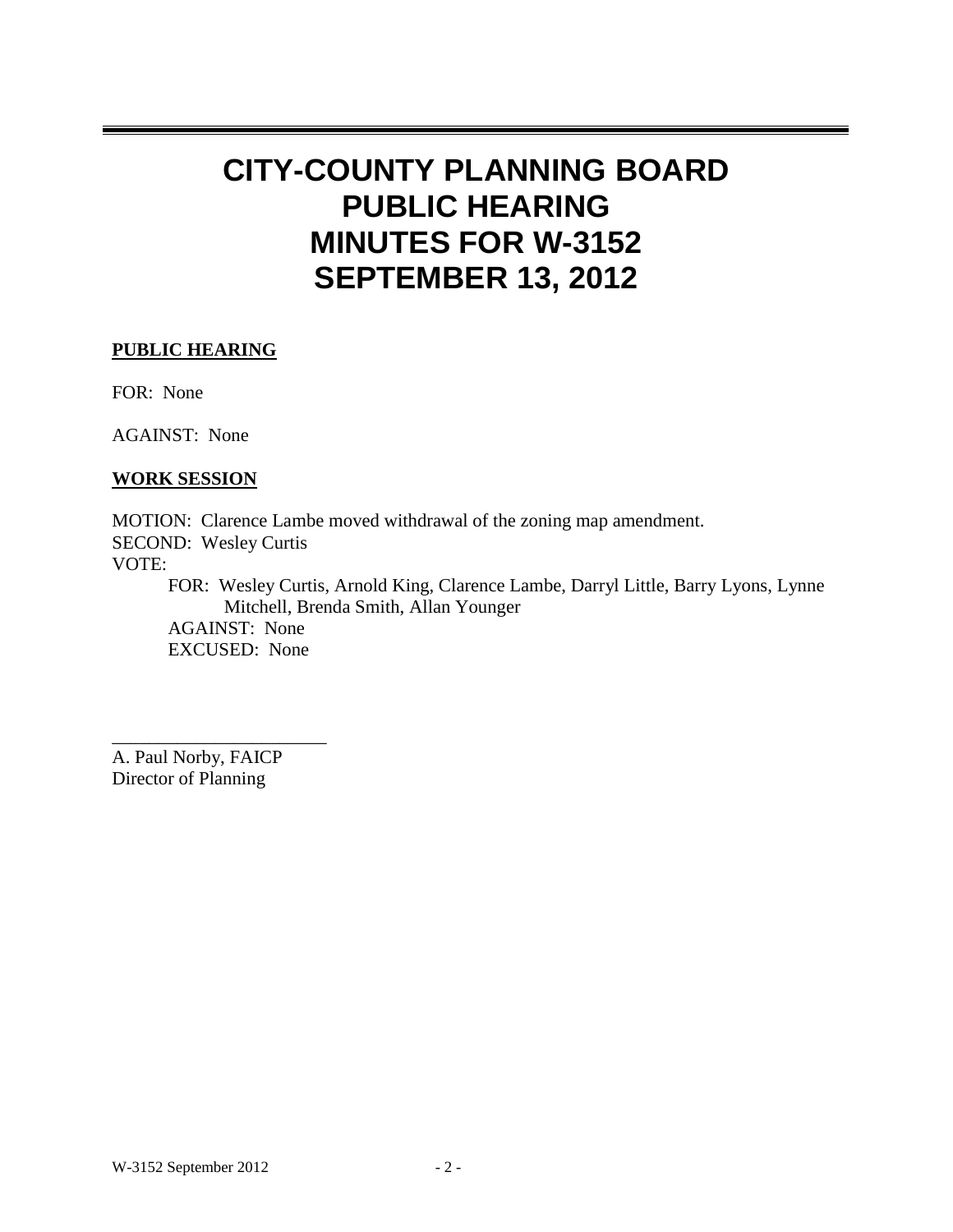# CITY-COUNTY PLANNING BOARD PUBLIC HEARING MINUTES FOR W-3152 SEPTEMBER 13, 2012

**PUBLIC HEARING**

FOR: None

AGAINST: None

**WORK SESSION**

MOTION: Clarence Lambe moved withdrawal of the zoning map amendment.
SECOND: Wesley Curtis
VOTE:

FOR: Wesley Curtis, Arnold King, Clarence Lambe, Darryl Little, Barry Lyons, Lynne Mitchell, Brenda Smith, Allan Younger
AGAINST: None
EXCUSED: None

_______________________
A. Paul Norby, FAICP
Director of Planning